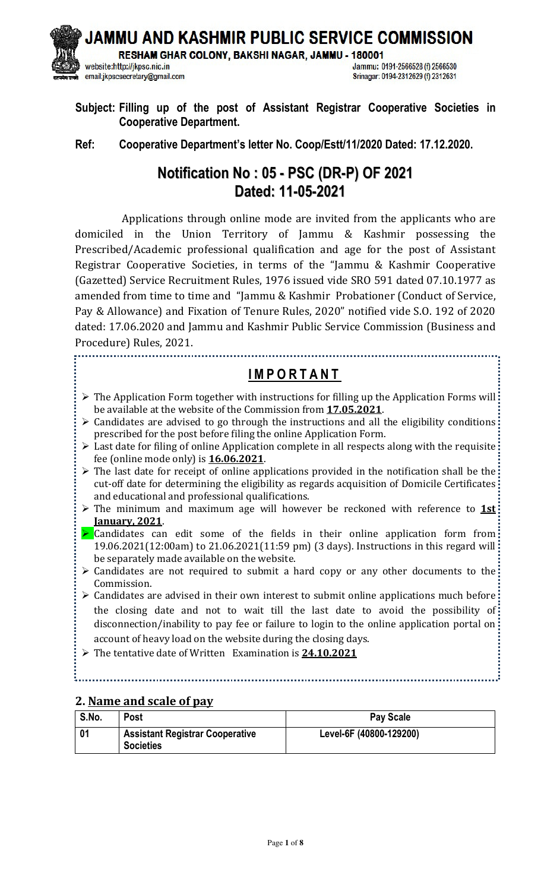# JAMMU AND KASHMIR PUBLIC SERVICE COMMISSION

**RESHAM GHAR COLONY, BAKSHI NAGAR, JAMMU - 180001**

website:http://jkpsc.nic.in
email:jkpscsecretary@gmail.com

Jammu: 0191-2566528 (f) 2566530
Srinagar: 0194-2312629 (f) 2312631

**Subject: Filling up of the post of Assistant Registrar Cooperative Societies in Cooperative Department.**

**Ref: Cooperative Department's letter No. Coop/Estt/11/2020 Dated: 17.12.2020.**

## Notification No : 05 - PSC (DR-P) OF 2021
## Dated: 11-05-2021

Applications through online mode are invited from the applicants who are domiciled in the Union Territory of Jammu & Kashmir possessing the Prescribed/Academic professional qualification and age for the post of Assistant Registrar Cooperative Societies, in terms of the "Jammu & Kashmir Cooperative (Gazetted) Service Recruitment Rules, 1976 issued vide SRO 591 dated 07.10.1977 as amended from time to time and "Jammu & Kashmir Probationer (Conduct of Service, Pay & Allowance) and Fixation of Tenure Rules, 2020" notified vide S.O. 192 of 2020 dated: 17.06.2020 and Jammu and Kashmir Public Service Commission (Business and Procedure) Rules, 2021.

### IMPORTANT

- The Application Form together with instructions for filling up the Application Forms will be available at the website of the Commission from **17.05.2021**.
- Candidates are advised to go through the instructions and all the eligibility conditions prescribed for the post before filing the online Application Form.
- Last date for filing of online Application complete in all respects along with the requisite fee (online mode only) is **16.06.2021**.
- The last date for receipt of online applications provided in the notification shall be the cut-off date for determining the eligibility as regards acquisition of Domicile Certificates and educational and professional qualifications.
- The minimum and maximum age will however be reckoned with reference to **1st January, 2021**.
- Candidates can edit some of the fields in their online application form from 19.06.2021(12:00am) to 21.06.2021(11:59 pm) (3 days). Instructions in this regard will be separately made available on the website.
- Candidates are not required to submit a hard copy or any other documents to the Commission.
- Candidates are advised in their own interest to submit online applications much before the closing date and not to wait till the last date to avoid the possibility of disconnection/inability to pay fee or failure to login to the online application portal on account of heavy load on the website during the closing days.
- The tentative date of Written Examination is **24.10.2021**

### 2. Name and scale of pay

| S.No. | Post | Pay Scale |
|---|---|---|
| 01 | **Assistant Registrar Cooperative Societies** | Level-6F (40800-129200) |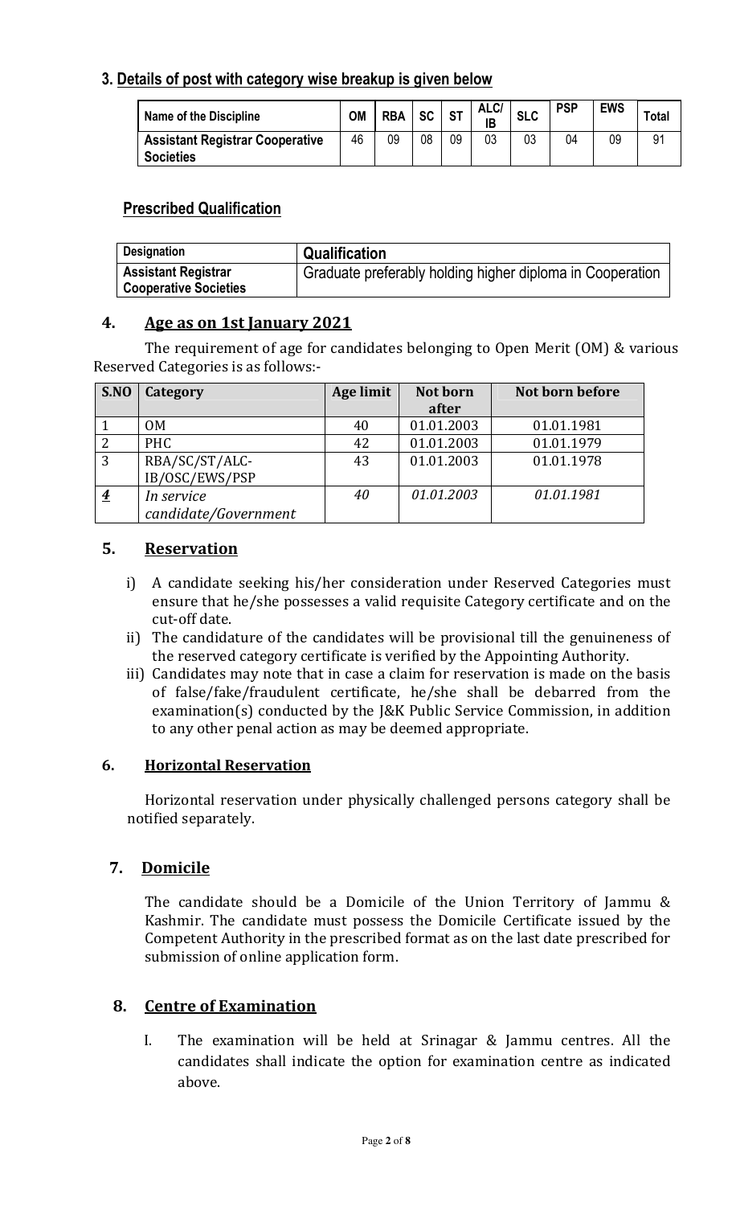## 3. Details of post with category wise breakup is given below

| Name of the Discipline | OM | RBA | SC | ST | ALC/ IB | SLC | PSP | EWS | Total |
|---|---|---|---|---|---|---|---|---|---|
| **Assistant Registrar Cooperative Societies** | 46 | 09 | 08 | 09 | 03 | 03 | 04 | 09 | 91 |

### Prescribed Qualification

| Designation | Qualification |
|---|---|
| **Assistant Registrar Cooperative Societies** | Graduate preferably holding higher diploma in Cooperation |

## 4. Age as on 1st January 2021

The requirement of age for candidates belonging to Open Merit (OM) & various Reserved Categories is as follows:-

| S.NO | Category | Age limit | Not born after | Not born before |
|---|---|---|---|---|
| 1 | OM | 40 | 01.01.2003 | 01.01.1981 |
| 2 | PHC | 42 | 01.01.2003 | 01.01.1979 |
| 3 | RBA/SC/ST/ALC-IB/OSC/EWS/PSP | 43 | 01.01.2003 | 01.01.1978 |
| ***4*** | *In service candidate/Government* | *40* | *01.01.2003* | *01.01.1981* |

## 5. Reservation

i) A candidate seeking his/her consideration under Reserved Categories must ensure that he/she possesses a valid requisite Category certificate and on the cut-off date.

ii) The candidature of the candidates will be provisional till the genuineness of the reserved category certificate is verified by the Appointing Authority.

iii) Candidates may note that in case a claim for reservation is made on the basis of false/fake/fraudulent certificate, he/she shall be debarred from the examination(s) conducted by the J&K Public Service Commission, in addition to any other penal action as may be deemed appropriate.

## 6. Horizontal Reservation

Horizontal reservation under physically challenged persons category shall be notified separately.

## 7. Domicile

The candidate should be a Domicile of the Union Territory of Jammu & Kashmir. The candidate must possess the Domicile Certificate issued by the Competent Authority in the prescribed format as on the last date prescribed for submission of online application form.

## 8. Centre of Examination

I. The examination will be held at Srinagar & Jammu centres. All the candidates shall indicate the option for examination centre as indicated above.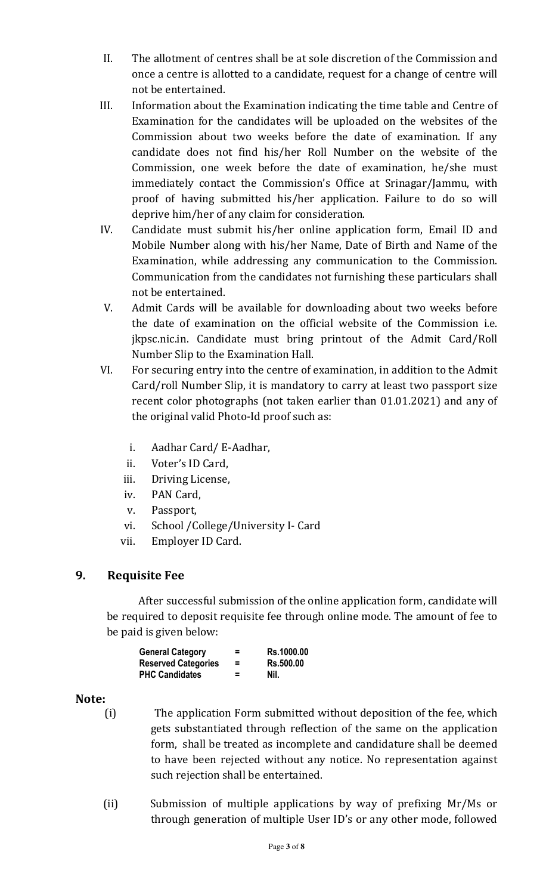II. The allotment of centres shall be at sole discretion of the Commission and once a centre is allotted to a candidate, request for a change of centre will not be entertained.

III. Information about the Examination indicating the time table and Centre of Examination for the candidates will be uploaded on the websites of the Commission about two weeks before the date of examination. If any candidate does not find his/her Roll Number on the website of the Commission, one week before the date of examination, he/she must immediately contact the Commission's Office at Srinagar/Jammu, with proof of having submitted his/her application. Failure to do so will deprive him/her of any claim for consideration.

IV. Candidate must submit his/her online application form, Email ID and Mobile Number along with his/her Name, Date of Birth and Name of the Examination, while addressing any communication to the Commission. Communication from the candidates not furnishing these particulars shall not be entertained.

V. Admit Cards will be available for downloading about two weeks before the date of examination on the official website of the Commission i.e. jkpsc.nic.in. Candidate must bring printout of the Admit Card/Roll Number Slip to the Examination Hall.

VI. For securing entry into the centre of examination, in addition to the Admit Card/roll Number Slip, it is mandatory to carry at least two passport size recent color photographs (not taken earlier than 01.01.2021) and any of the original valid Photo-Id proof such as:

   i. Aadhar Card/ E-Aadhar,
   ii. Voter's ID Card,
   iii. Driving License,
   iv. PAN Card,
   v. Passport,
   vi. School /College/University I- Card
   vii. Employer ID Card.

## 9. Requisite Fee

After successful submission of the online application form, candidate will be required to deposit requisite fee through online mode. The amount of fee to be paid is given below:

| | | |
|---|---|---|
| **General Category** | **=** | **Rs.1000.00** |
| **Reserved Categories** | **=** | **Rs.500.00** |
| **PHC Candidates** | **=** | **Nil.** |

**Note:**

(i) The application Form submitted without deposition of the fee, which gets substantiated through reflection of the same on the application form, shall be treated as incomplete and candidature shall be deemed to have been rejected without any notice. No representation against such rejection shall be entertained.

(ii) Submission of multiple applications by way of prefixing Mr/Ms or through generation of multiple User ID's or any other mode, followed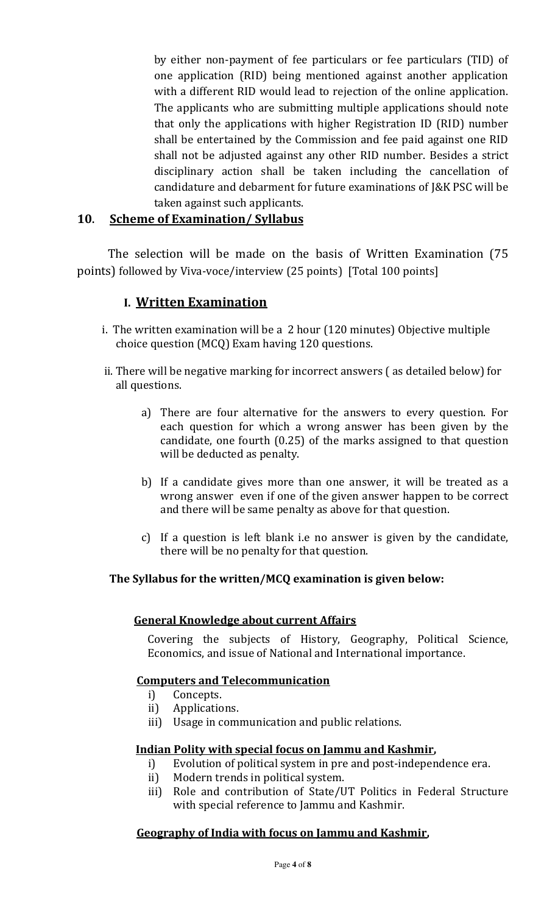by either non-payment of fee particulars or fee particulars (TID) of one application (RID) being mentioned against another application with a different RID would lead to rejection of the online application. The applicants who are submitting multiple applications should note that only the applications with higher Registration ID (RID) number shall be entertained by the Commission and fee paid against one RID shall not be adjusted against any other RID number. Besides a strict disciplinary action shall be taken including the cancellation of candidature and debarment for future examinations of J&K PSC will be taken against such applicants.

## 10. Scheme of Examination/ Syllabus

The selection will be made on the basis of Written Examination (75 points) followed by Viva-voce/interview (25 points) [Total 100 points]

### I. Written Examination

i. The written examination will be a 2 hour (120 minutes) Objective multiple choice question (MCQ) Exam having 120 questions.

ii. There will be negative marking for incorrect answers ( as detailed below) for all questions.

a) There are four alternative for the answers to every question. For each question for which a wrong answer has been given by the candidate, one fourth (0.25) of the marks assigned to that question will be deducted as penalty.

b) If a candidate gives more than one answer, it will be treated as a wrong answer even if one of the given answer happen to be correct and there will be same penalty as above for that question.

c) If a question is left blank i.e no answer is given by the candidate, there will be no penalty for that question.

**The Syllabus for the written/MCQ examination is given below:**

**General Knowledge about current Affairs**

Covering the subjects of History, Geography, Political Science, Economics, and issue of National and International importance.

**Computers and Telecommunication**

i) Concepts.
ii) Applications.
iii) Usage in communication and public relations.

**Indian Polity with special focus on Jammu and Kashmir,**

i) Evolution of political system in pre and post-independence era.
ii) Modern trends in political system.
iii) Role and contribution of State/UT Politics in Federal Structure with special reference to Jammu and Kashmir.

**Geography of India with focus on Jammu and Kashmir,**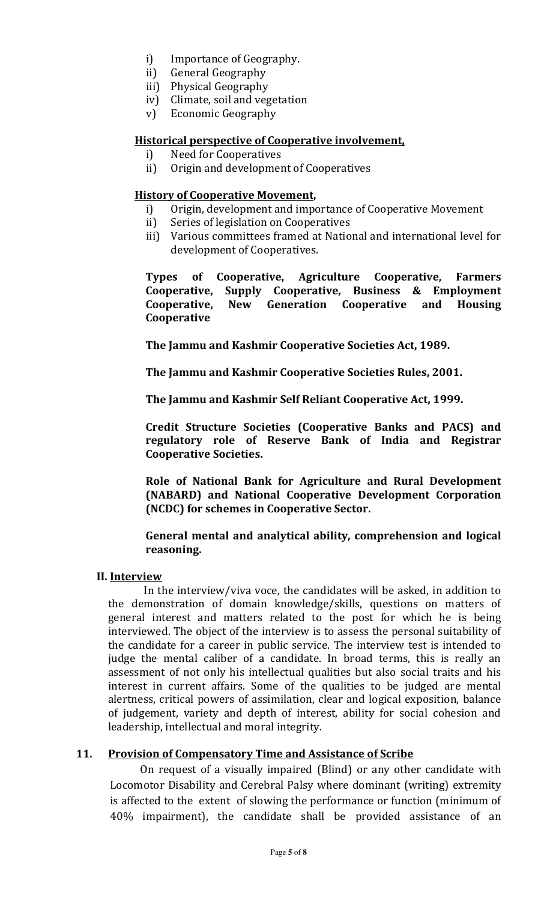i) Importance of Geography.
ii) General Geography
iii) Physical Geography
iv) Climate, soil and vegetation
v) Economic Geography

**Historical perspective of Cooperative involvement,**

i) Need for Cooperatives
ii) Origin and development of Cooperatives

**History of Cooperative Movement,**

i) Origin, development and importance of Cooperative Movement
ii) Series of legislation on Cooperatives
iii) Various committees framed at National and international level for development of Cooperatives.

**Types of Cooperative, Agriculture Cooperative, Farmers Cooperative, Supply Cooperative, Business & Employment Cooperative, New Generation Cooperative and Housing Cooperative**

**The Jammu and Kashmir Cooperative Societies Act, 1989.**

**The Jammu and Kashmir Cooperative Societies Rules, 2001.**

**The Jammu and Kashmir Self Reliant Cooperative Act, 1999.**

**Credit Structure Societies (Cooperative Banks and PACS) and regulatory role of Reserve Bank of India and Registrar Cooperative Societies.**

**Role of National Bank for Agriculture and Rural Development (NABARD) and National Cooperative Development Corporation (NCDC) for schemes in Cooperative Sector.**

**General mental and analytical ability, comprehension and logical reasoning.**

**II. Interview**

In the interview/viva voce, the candidates will be asked, in addition to the demonstration of domain knowledge/skills, questions on matters of general interest and matters related to the post for which he is being interviewed. The object of the interview is to assess the personal suitability of the candidate for a career in public service. The interview test is intended to judge the mental caliber of a candidate. In broad terms, this is really an assessment of not only his intellectual qualities but also social traits and his interest in current affairs. Some of the qualities to be judged are mental alertness, critical powers of assimilation, clear and logical exposition, balance of judgement, variety and depth of interest, ability for social cohesion and leadership, intellectual and moral integrity.

## 11. Provision of Compensatory Time and Assistance of Scribe

On request of a visually impaired (Blind) or any other candidate with Locomotor Disability and Cerebral Palsy where dominant (writing) extremity is affected to the extent of slowing the performance or function (minimum of 40% impairment), the candidate shall be provided assistance of an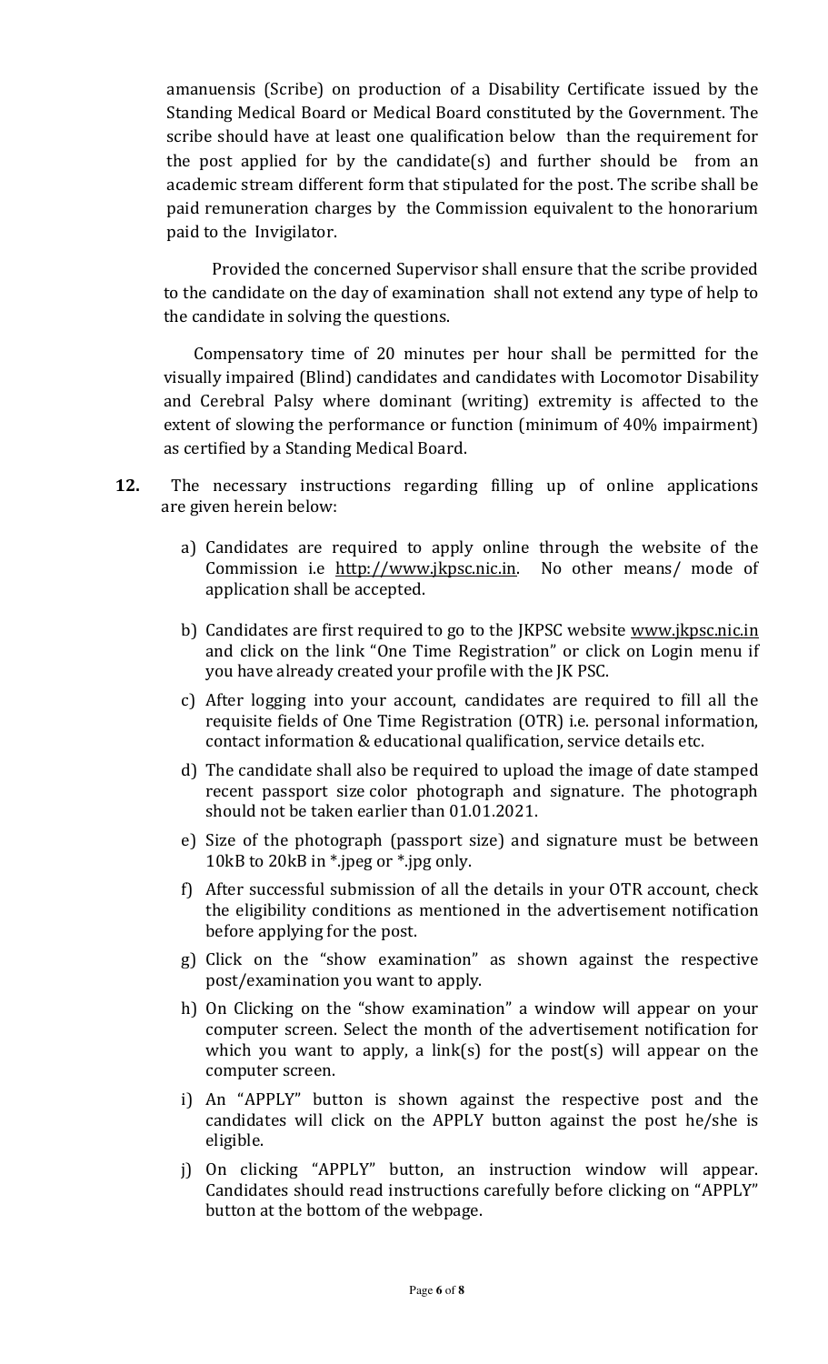amanuensis (Scribe) on production of a Disability Certificate issued by the Standing Medical Board or Medical Board constituted by the Government. The scribe should have at least one qualification below than the requirement for the post applied for by the candidate(s) and further should be from an academic stream different form that stipulated for the post. The scribe shall be paid remuneration charges by the Commission equivalent to the honorarium paid to the Invigilator.

Provided the concerned Supervisor shall ensure that the scribe provided to the candidate on the day of examination shall not extend any type of help to the candidate in solving the questions.

Compensatory time of 20 minutes per hour shall be permitted for the visually impaired (Blind) candidates and candidates with Locomotor Disability and Cerebral Palsy where dominant (writing) extremity is affected to the extent of slowing the performance or function (minimum of 40% impairment) as certified by a Standing Medical Board.

**12.** The necessary instructions regarding filling up of online applications are given herein below:

a) Candidates are required to apply online through the website of the Commission i.e http://www.jkpsc.nic.in. No other means/ mode of application shall be accepted.

b) Candidates are first required to go to the JKPSC website www.jkpsc.nic.in and click on the link "One Time Registration" or click on Login menu if you have already created your profile with the JK PSC.

c) After logging into your account, candidates are required to fill all the requisite fields of One Time Registration (OTR) i.e. personal information, contact information & educational qualification, service details etc.

d) The candidate shall also be required to upload the image of date stamped recent passport size color photograph and signature. The photograph should not be taken earlier than 01.01.2021.

e) Size of the photograph (passport size) and signature must be between 10kB to 20kB in *.jpeg or *.jpg only.

f) After successful submission of all the details in your OTR account, check the eligibility conditions as mentioned in the advertisement notification before applying for the post.

g) Click on the "show examination" as shown against the respective post/examination you want to apply.

h) On Clicking on the "show examination" a window will appear on your computer screen. Select the month of the advertisement notification for which you want to apply, a link(s) for the post(s) will appear on the computer screen.

i) An "APPLY" button is shown against the respective post and the candidates will click on the APPLY button against the post he/she is eligible.

j) On clicking "APPLY" button, an instruction window will appear. Candidates should read instructions carefully before clicking on "APPLY" button at the bottom of the webpage.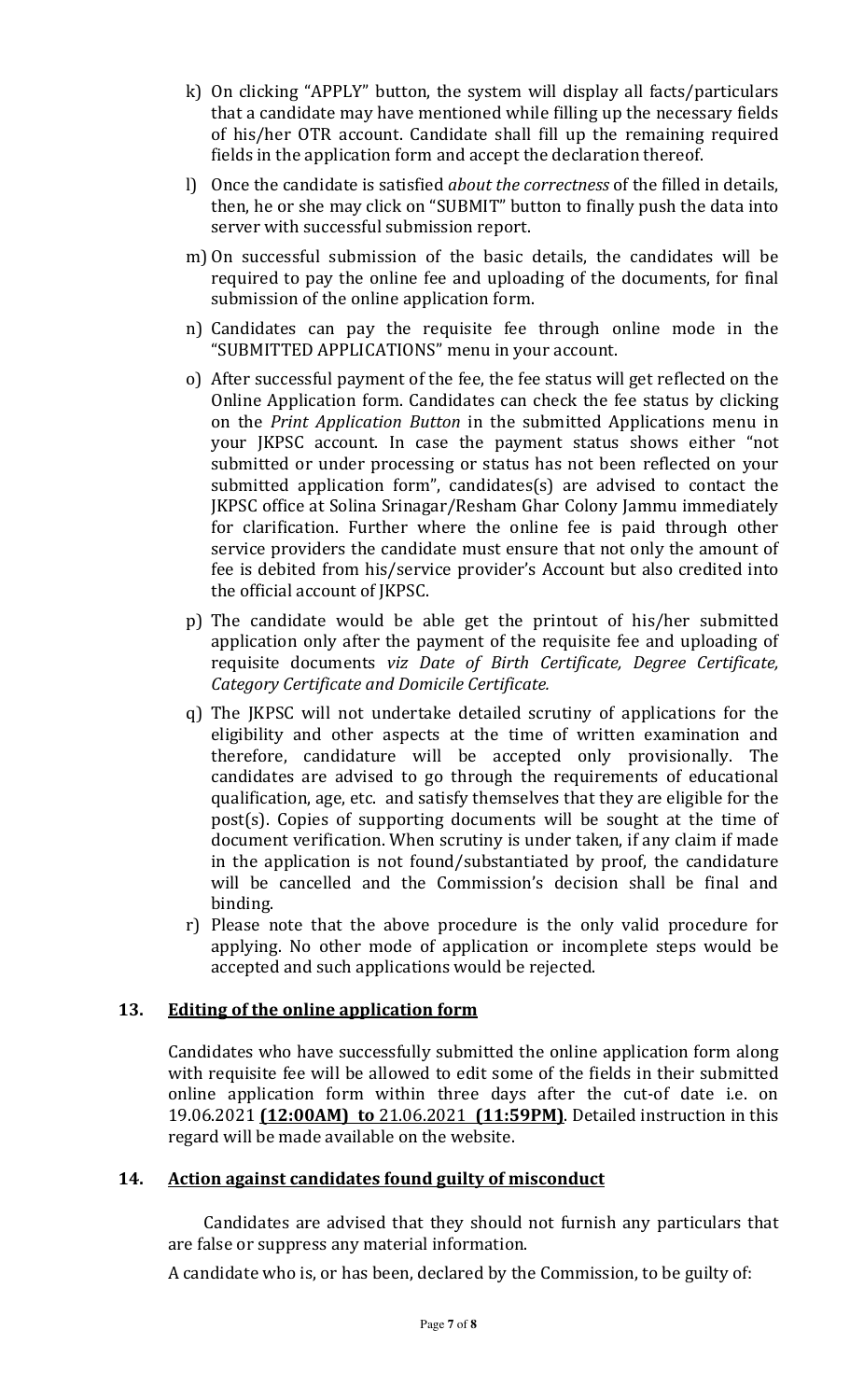k) On clicking "APPLY" button, the system will display all facts/particulars that a candidate may have mentioned while filling up the necessary fields of his/her OTR account. Candidate shall fill up the remaining required fields in the application form and accept the declaration thereof.

l) Once the candidate is satisfied *about the correctness* of the filled in details, then, he or she may click on "SUBMIT" button to finally push the data into server with successful submission report.

m) On successful submission of the basic details, the candidates will be required to pay the online fee and uploading of the documents, for final submission of the online application form.

n) Candidates can pay the requisite fee through online mode in the "SUBMITTED APPLICATIONS" menu in your account.

o) After successful payment of the fee, the fee status will get reflected on the Online Application form. Candidates can check the fee status by clicking on the *Print Application Button* in the submitted Applications menu in your JKPSC account. In case the payment status shows either "not submitted or under processing or status has not been reflected on your submitted application form", candidates(s) are advised to contact the JKPSC office at Solina Srinagar/Resham Ghar Colony Jammu immediately for clarification. Further where the online fee is paid through other service providers the candidate must ensure that not only the amount of fee is debited from his/service provider's Account but also credited into the official account of JKPSC.

p) The candidate would be able get the printout of his/her submitted application only after the payment of the requisite fee and uploading of requisite documents *viz Date of Birth Certificate, Degree Certificate, Category Certificate and Domicile Certificate.*

q) The JKPSC will not undertake detailed scrutiny of applications for the eligibility and other aspects at the time of written examination and therefore, candidature will be accepted only provisionally. The candidates are advised to go through the requirements of educational qualification, age, etc. and satisfy themselves that they are eligible for the post(s). Copies of supporting documents will be sought at the time of document verification. When scrutiny is under taken, if any claim if made in the application is not found/substantiated by proof, the candidature will be cancelled and the Commission's decision shall be final and binding.

r) Please note that the above procedure is the only valid procedure for applying. No other mode of application or incomplete steps would be accepted and such applications would be rejected.

## 13. Editing of the online application form

Candidates who have successfully submitted the online application form along with requisite fee will be allowed to edit some of the fields in their submitted online application form within three days after the cut-of date i.e. on 19.06.2021 **(12:00AM) to** 21.06.2021 **(11:59PM)**. Detailed instruction in this regard will be made available on the website.

## 14. Action against candidates found guilty of misconduct

Candidates are advised that they should not furnish any particulars that are false or suppress any material information.

A candidate who is, or has been, declared by the Commission, to be guilty of: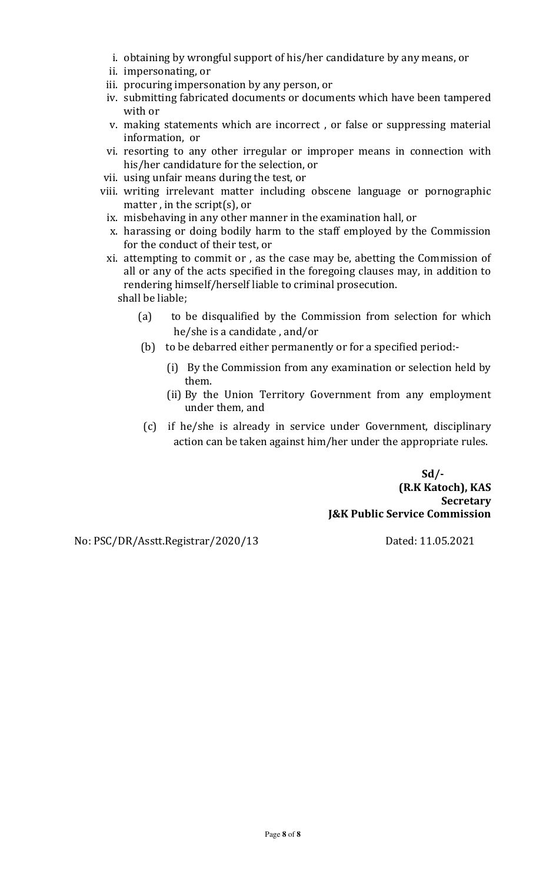i. obtaining by wrongful support of his/her candidature by any means, or
ii. impersonating, or
iii. procuring impersonation by any person, or
iv. submitting fabricated documents or documents which have been tampered with or
v. making statements which are incorrect , or false or suppressing material information, or
vi. resorting to any other irregular or improper means in connection with his/her candidature for the selection, or
vii. using unfair means during the test, or
viii. writing irrelevant matter including obscene language or pornographic matter , in the script(s), or
ix. misbehaving in any other manner in the examination hall, or
x. harassing or doing bodily harm to the staff employed by the Commission for the conduct of their test, or
xi. attempting to commit or , as the case may be, abetting the Commission of all or any of the acts specified in the foregoing clauses may, in addition to rendering himself/herself liable to criminal prosecution.

shall be liable;

(a) to be disqualified by the Commission from selection for which he/she is a candidate , and/or

(b) to be debarred either permanently or for a specified period:-

(i) By the Commission from any examination or selection held by them.

(ii) By the Union Territory Government from any employment under them, and

(c) if he/she is already in service under Government, disciplinary action can be taken against him/her under the appropriate rules.

**Sd/-**
**(R.K Katoch), KAS**
**Secretary**
**J&K Public Service Commission**

No: PSC/DR/Asstt.Registrar/2020/13 Dated: 11.05.2021